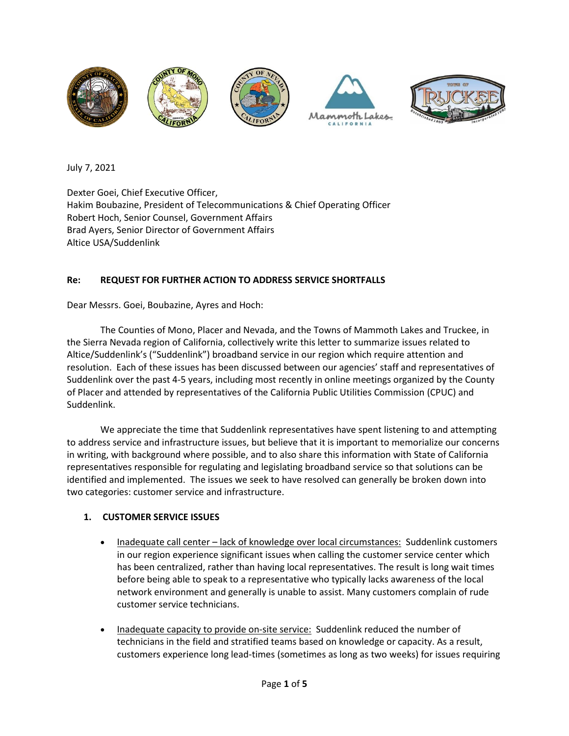July 7, 2021

Dexter Goei, Chief Executive Officer,
Hakim Boubazine, President of Telecommunications & Chief Operating Officer
Robert Hoch, Senior Counsel, Government Affairs
Brad Ayers, Senior Director of Government Affairs
Altice USA/Suddenlink

**Re: REQUEST FOR FURTHER ACTION TO ADDRESS SERVICE SHORTFALLS**

Dear Messrs. Goei, Boubazine, Ayres and Hoch:

The Counties of Mono, Placer and Nevada, and the Towns of Mammoth Lakes and Truckee, in the Sierra Nevada region of California, collectively write this letter to summarize issues related to Altice/Suddenlink's ("Suddenlink") broadband service in our region which require attention and resolution. Each of these issues has been discussed between our agencies' staff and representatives of Suddenlink over the past 4-5 years, including most recently in online meetings organized by the County of Placer and attended by representatives of the California Public Utilities Commission (CPUC) and Suddenlink.

We appreciate the time that Suddenlink representatives have spent listening to and attempting to address service and infrastructure issues, but believe that it is important to memorialize our concerns in writing, with background where possible, and to also share this information with State of California representatives responsible for regulating and legislating broadband service so that solutions can be identified and implemented. The issues we seek to have resolved can generally be broken down into two categories: customer service and infrastructure.

## 1. CUSTOMER SERVICE ISSUES

- Inadequate call center – lack of knowledge over local circumstances: Suddenlink customers in our region experience significant issues when calling the customer service center which has been centralized, rather than having local representatives. The result is long wait times before being able to speak to a representative who typically lacks awareness of the local network environment and generally is unable to assist. Many customers complain of rude customer service technicians.

- Inadequate capacity to provide on-site service: Suddenlink reduced the number of technicians in the field and stratified teams based on knowledge or capacity. As a result, customers experience long lead-times (sometimes as long as two weeks) for issues requiring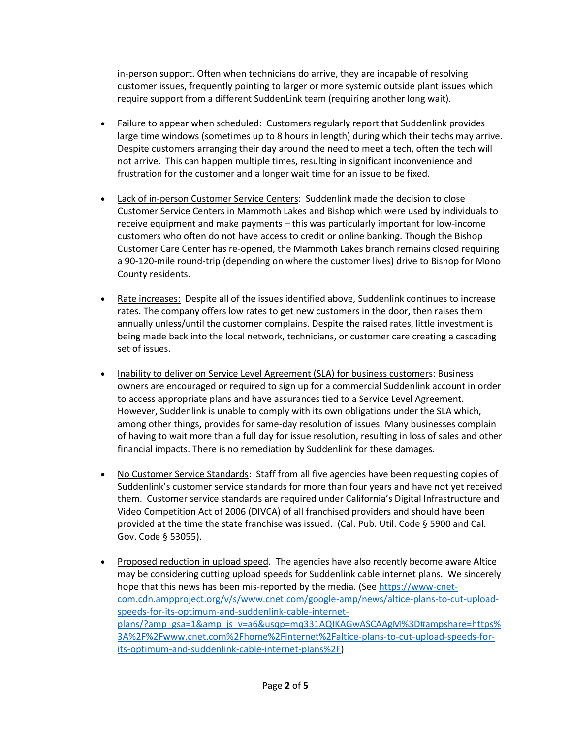in-person support. Often when technicians do arrive, they are incapable of resolving customer issues, frequently pointing to larger or more systemic outside plant issues which require support from a different SuddenLink team (requiring another long wait).

- Failure to appear when scheduled: Customers regularly report that Suddenlink provides large time windows (sometimes up to 8 hours in length) during which their techs may arrive. Despite customers arranging their day around the need to meet a tech, often the tech will not arrive. This can happen multiple times, resulting in significant inconvenience and frustration for the customer and a longer wait time for an issue to be fixed.

- Lack of in-person Customer Service Centers: Suddenlink made the decision to close Customer Service Centers in Mammoth Lakes and Bishop which were used by individuals to receive equipment and make payments – this was particularly important for low-income customers who often do not have access to credit or online banking. Though the Bishop Customer Care Center has re-opened, the Mammoth Lakes branch remains closed requiring a 90-120-mile round-trip (depending on where the customer lives) drive to Bishop for Mono County residents.

- Rate increases: Despite all of the issues identified above, Suddenlink continues to increase rates. The company offers low rates to get new customers in the door, then raises them annually unless/until the customer complains. Despite the raised rates, little investment is being made back into the local network, technicians, or customer care creating a cascading set of issues.

- Inability to deliver on Service Level Agreement (SLA) for business customers: Business owners are encouraged or required to sign up for a commercial Suddenlink account in order to access appropriate plans and have assurances tied to a Service Level Agreement. However, Suddenlink is unable to comply with its own obligations under the SLA which, among other things, provides for same-day resolution of issues. Many businesses complain of having to wait more than a full day for issue resolution, resulting in loss of sales and other financial impacts. There is no remediation by Suddenlink for these damages.

- No Customer Service Standards: Staff from all five agencies have been requesting copies of Suddenlink's customer service standards for more than four years and have not yet received them. Customer service standards are required under California's Digital Infrastructure and Video Competition Act of 2006 (DIVCA) of all franchised providers and should have been provided at the time the state franchise was issued. (Cal. Pub. Util. Code § 5900 and Cal. Gov. Code § 53055).

- Proposed reduction in upload speed. The agencies have also recently become aware Altice may be considering cutting upload speeds for Suddenlink cable internet plans. We sincerely hope that this news has been mis-reported by the media. (See [https://www-cnet-com.cdn.ampproject.org/v/s/www.cnet.com/google-amp/news/altice-plans-to-cut-upload-speeds-for-its-optimum-and-suddenlink-cable-internet-plans/?amp_gsa=1&amp_js_v=a6&usqp=mq331AQIKAGwASCAAgM%3D#ampshare=https%3A%2F%2Fwww.cnet.com%2Fhome%2Finternet%2Faltice-plans-to-cut-upload-speeds-for-its-optimum-and-suddenlink-cable-internet-plans%2F](https://www-cnet-com.cdn.ampproject.org/v/s/www.cnet.com/google-amp/news/altice-plans-to-cut-upload-speeds-for-its-optimum-and-suddenlink-cable-internet-plans/?amp_gsa=1&amp_js_v=a6&usqp=mq331AQIKAGwASCAAgM%3D#ampshare=https%3A%2F%2Fwww.cnet.com%2Fhome%2Finternet%2Faltice-plans-to-cut-upload-speeds-for-its-optimum-and-suddenlink-cable-internet-plans%2F))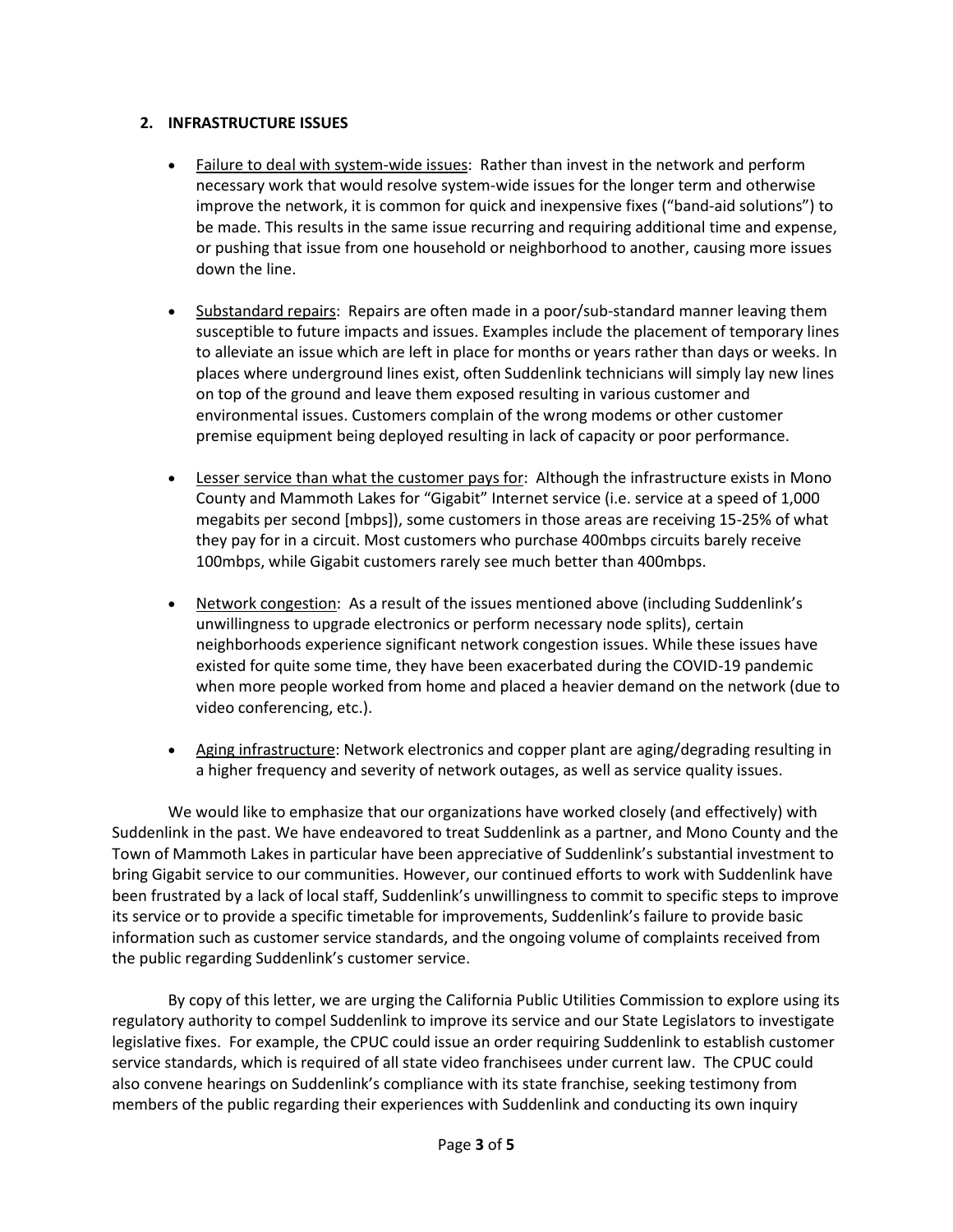## 2. INFRASTRUCTURE ISSUES

- Failure to deal with system-wide issues: Rather than invest in the network and perform necessary work that would resolve system-wide issues for the longer term and otherwise improve the network, it is common for quick and inexpensive fixes ("band-aid solutions") to be made. This results in the same issue recurring and requiring additional time and expense, or pushing that issue from one household or neighborhood to another, causing more issues down the line.

- Substandard repairs: Repairs are often made in a poor/sub-standard manner leaving them susceptible to future impacts and issues. Examples include the placement of temporary lines to alleviate an issue which are left in place for months or years rather than days or weeks. In places where underground lines exist, often Suddenlink technicians will simply lay new lines on top of the ground and leave them exposed resulting in various customer and environmental issues. Customers complain of the wrong modems or other customer premise equipment being deployed resulting in lack of capacity or poor performance.

- Lesser service than what the customer pays for: Although the infrastructure exists in Mono County and Mammoth Lakes for "Gigabit" Internet service (i.e. service at a speed of 1,000 megabits per second [mbps]), some customers in those areas are receiving 15-25% of what they pay for in a circuit. Most customers who purchase 400mbps circuits barely receive 100mbps, while Gigabit customers rarely see much better than 400mbps.

- Network congestion: As a result of the issues mentioned above (including Suddenlink's unwillingness to upgrade electronics or perform necessary node splits), certain neighborhoods experience significant network congestion issues. While these issues have existed for quite some time, they have been exacerbated during the COVID-19 pandemic when more people worked from home and placed a heavier demand on the network (due to video conferencing, etc.).

- Aging infrastructure: Network electronics and copper plant are aging/degrading resulting in a higher frequency and severity of network outages, as well as service quality issues.

We would like to emphasize that our organizations have worked closely (and effectively) with Suddenlink in the past. We have endeavored to treat Suddenlink as a partner, and Mono County and the Town of Mammoth Lakes in particular have been appreciative of Suddenlink's substantial investment to bring Gigabit service to our communities. However, our continued efforts to work with Suddenlink have been frustrated by a lack of local staff, Suddenlink's unwillingness to commit to specific steps to improve its service or to provide a specific timetable for improvements, Suddenlink's failure to provide basic information such as customer service standards, and the ongoing volume of complaints received from the public regarding Suddenlink's customer service.

By copy of this letter, we are urging the California Public Utilities Commission to explore using its regulatory authority to compel Suddenlink to improve its service and our State Legislators to investigate legislative fixes. For example, the CPUC could issue an order requiring Suddenlink to establish customer service standards, which is required of all state video franchisees under current law. The CPUC could also convene hearings on Suddenlink's compliance with its state franchise, seeking testimony from members of the public regarding their experiences with Suddenlink and conducting its own inquiry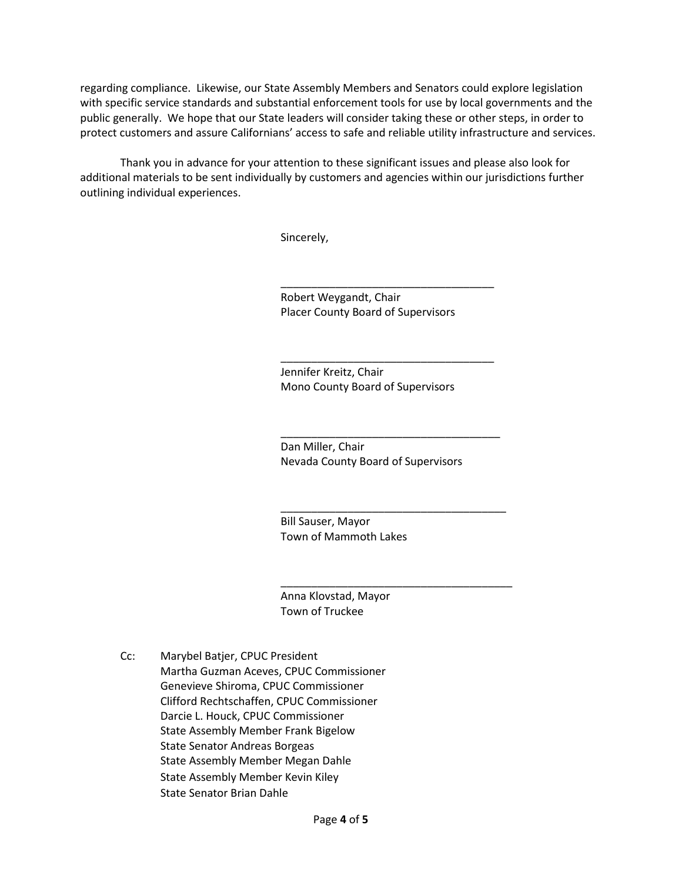regarding compliance. Likewise, our State Assembly Members and Senators could explore legislation with specific service standards and substantial enforcement tools for use by local governments and the public generally. We hope that our State leaders will consider taking these or other steps, in order to protect customers and assure Californians' access to safe and reliable utility infrastructure and services.

Thank you in advance for your attention to these significant issues and please also look for additional materials to be sent individually by customers and agencies within our jurisdictions further outlining individual experiences.

Sincerely,

\_\_\_\_\_\_\_\_\_\_\_\_\_\_\_\_\_\_\_\_\_\_\_\_\_\_\_\_\_\_\_\_\_\_\_\_  
Robert Weygandt, Chair  
Placer County Board of Supervisors

\_\_\_\_\_\_\_\_\_\_\_\_\_\_\_\_\_\_\_\_\_\_\_\_\_\_\_\_\_\_\_\_\_\_\_\_  
Jennifer Kreitz, Chair  
Mono County Board of Supervisors

\_\_\_\_\_\_\_\_\_\_\_\_\_\_\_\_\_\_\_\_\_\_\_\_\_\_\_\_\_\_\_\_\_\_\_\_  
Dan Miller, Chair  
Nevada County Board of Supervisors

\_\_\_\_\_\_\_\_\_\_\_\_\_\_\_\_\_\_\_\_\_\_\_\_\_\_\_\_\_\_\_\_\_\_\_\_  
Bill Sauser, Mayor  
Town of Mammoth Lakes

\_\_\_\_\_\_\_\_\_\_\_\_\_\_\_\_\_\_\_\_\_\_\_\_\_\_\_\_\_\_\_\_\_\_\_\_  
Anna Klovstad, Mayor  
Town of Truckee

Cc: Marybel Batjer, CPUC President  
Martha Guzman Aceves, CPUC Commissioner  
Genevieve Shiroma, CPUC Commissioner  
Clifford Rechtschaffen, CPUC Commissioner  
Darcie L. Houck, CPUC Commissioner  
State Assembly Member Frank Bigelow  
State Senator Andreas Borgeas  
State Assembly Member Megan Dahle  
State Assembly Member Kevin Kiley  
State Senator Brian Dahle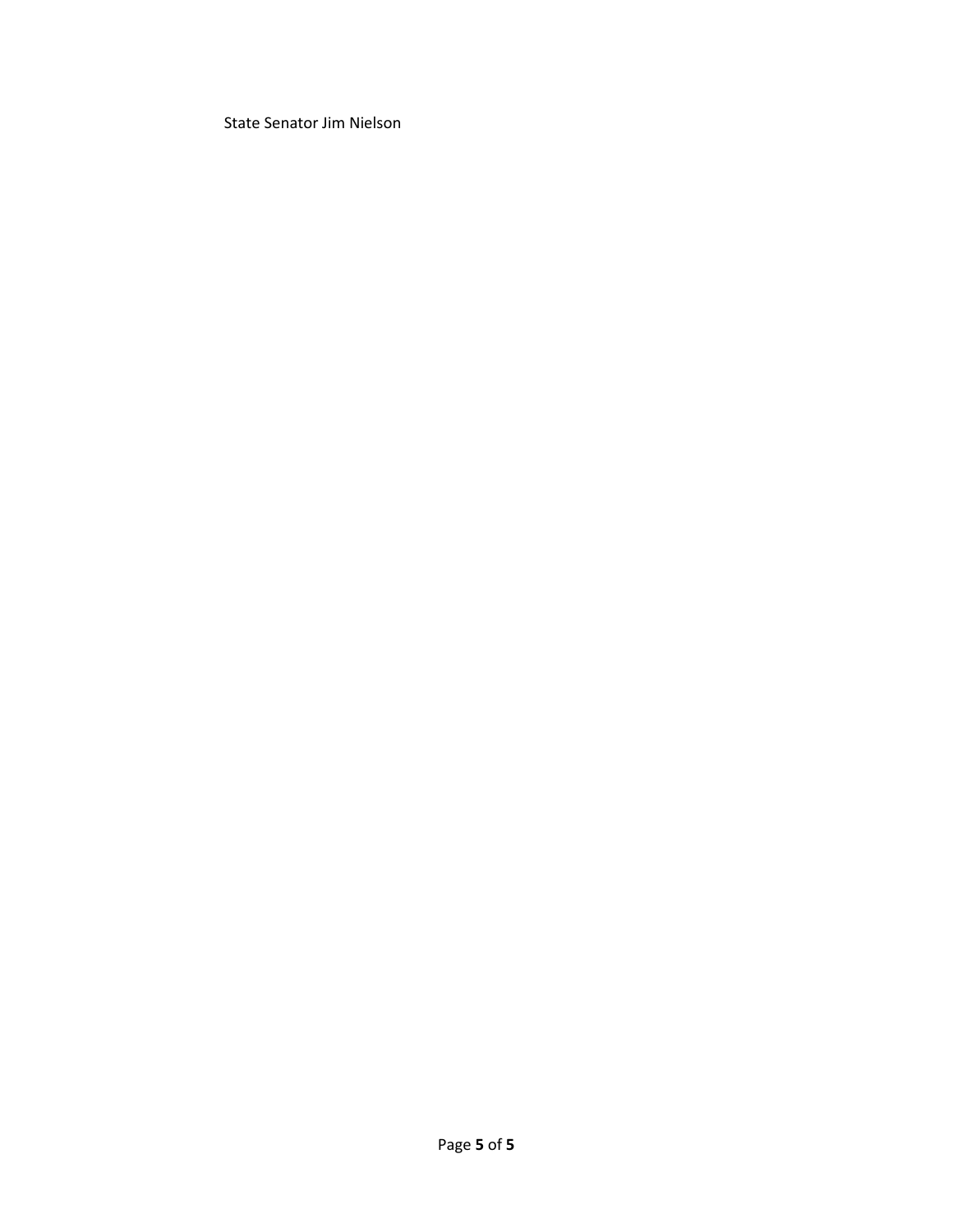State Senator Jim Nielson